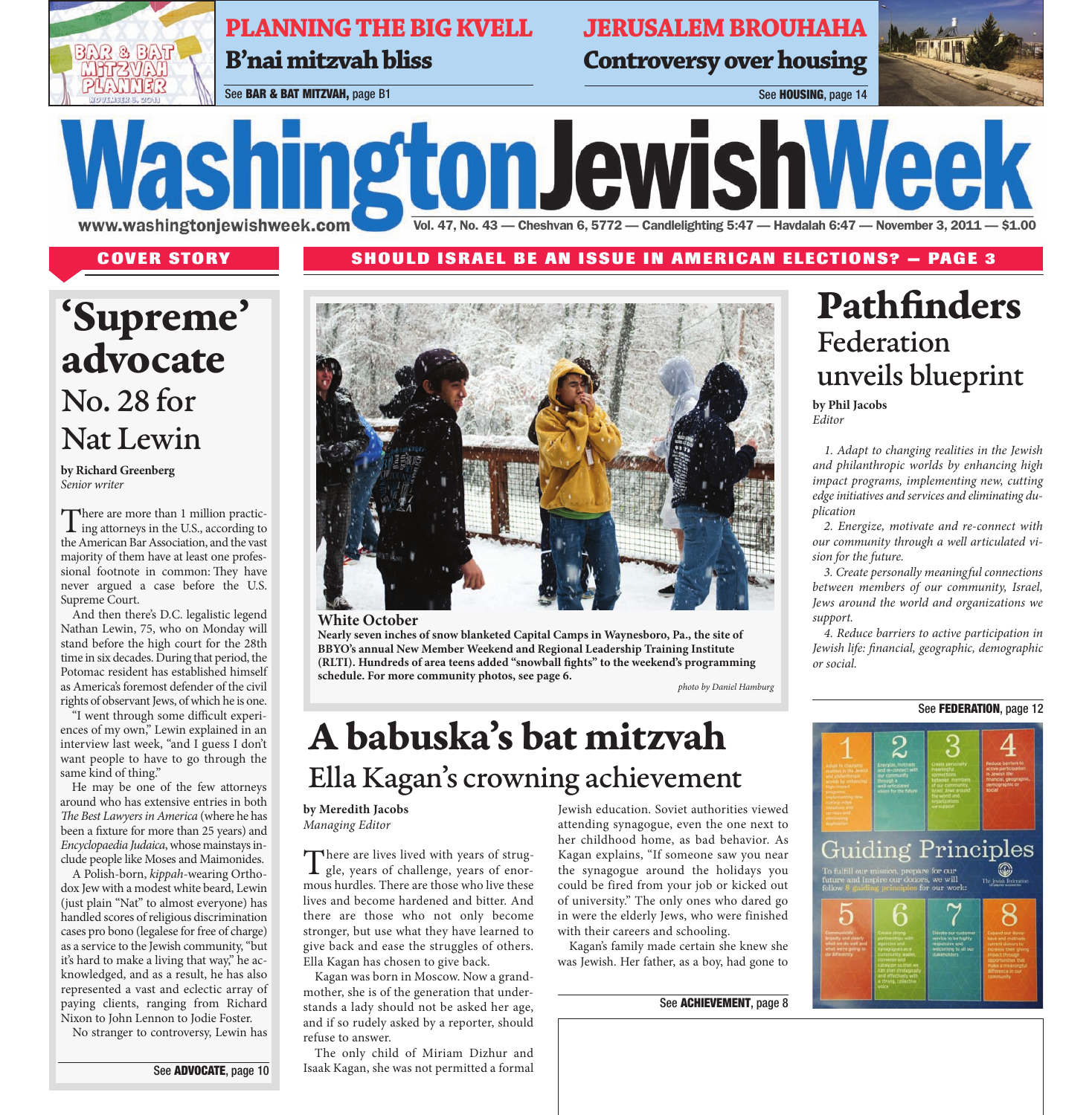**PLANNING THE BIG KVELL**
**B'nai mitzvah bliss**
See **BAR & BAT MITZVAH,** page B1

**JERUSALEM BROUHAHA**
**Controversy over housing**
See **HOUSING,** page 14

# Washington Jewish Week

www.washingtonjewishweek.com — Vol. 47, No. 43 — Cheshvan 6, 5772 — Candlelighting 5:47 — Havdalah 6:47 — November 3, 2011 — $1.00

**COVER STORY**

**SHOULD ISRAEL BE AN ISSUE IN AMERICAN ELECTIONS? — PAGE 3**

## 'Supreme' advocate
### No. 28 for Nat Lewin

**by Richard Greenberg**
*Senior writer*

There are more than 1 million practicing attorneys in the U.S., according to the American Bar Association, and the vast majority of them have at least one professional footnote in common: They have never argued a case before the U.S. Supreme Court.

And then there's D.C. legalistic legend Nathan Lewin, 75, who on Monday will stand before the high court for the 28th time in six decades. During that period, the Potomac resident has established himself as America's foremost defender of the civil rights of observant Jews, of which he is one.

"I went through some difficult experiences of my own," Lewin explained in an interview last week, "and I guess I don't want people to have to go through the same kind of thing."

He may be one of the few attorneys around who has extensive entries in both *The Best Lawyers in America* (where he has been a fixture for more than 25 years) and *Encyclopaedia Judaica*, whose mainstays include people like Moses and Maimonides.

A Polish-born, *kippah*-wearing Orthodox Jew with a modest white beard, Lewin (just plain "Nat" to almost everyone) has handled scores of religious discrimination cases pro bono (legalese for free of charge) as a service to the Jewish community, "but it's hard to make a living that way," he acknowledged, and as a result, he has also represented a vast and eclectic array of paying clients, ranging from Richard Nixon to John Lennon to Jodie Foster.

No stranger to controversy, Lewin has

See **ADVOCATE**, page 10

**White October**
**Nearly seven inches of snow blanketed Capital Camps in Waynesboro, Pa., the site of BBYO's annual New Member Weekend and Regional Leadership Training Institute (RLTI). Hundreds of area teens added "snowball fights" to the weekend's programming schedule. For more community photos, see page 6.**

*photo by Daniel Hamburg*

## A babuska's bat mitzvah
### Ella Kagan's crowning achievement

**by Meredith Jacobs**
*Managing Editor*

There are lives lived with years of struggle, years of challenge, years of enormous hurdles. There are those who live these lives and become hardened and bitter. And there are those who not only become stronger, but use what they have learned to give back and ease the struggles of others. Ella Kagan has chosen to give back.

Kagan was born in Moscow. Now a grandmother, she is of the generation that understands a lady should not be asked her age, and if so rudely asked by a reporter, should refuse to answer.

The only child of Miriam Dizhur and Isaak Kagan, she was not permitted a formal Jewish education. Soviet authorities viewed attending synagogue, even the one next to her childhood home, as bad behavior. As Kagan explains, "If someone saw you near the synagogue around the holidays you could be fired from your job or kicked out of university." The only ones who dared go in were the elderly Jews, who were finished with their careers and schooling.

Kagan's family made certain she knew she was Jewish. Her father, as a boy, had gone to

See **ACHIEVEMENT**, page 8

## Pathfinders
### Federation unveils blueprint

**by Phil Jacobs**
*Editor*

*1. Adapt to changing realities in the Jewish and philanthropic worlds by enhancing high impact programs, implementing new, cutting edge initiatives and services and eliminating duplication*

*2. Energize, motivate and re-connect with our community through a well articulated vision for the future.*

*3. Create personally meaningful connections between members of our community, Israel, Jews around the world and organizations we support.*

*4. Reduce barriers to active participation in Jewish life: financial, geographic, demographic or social.*

See **FEDERATION**, page 12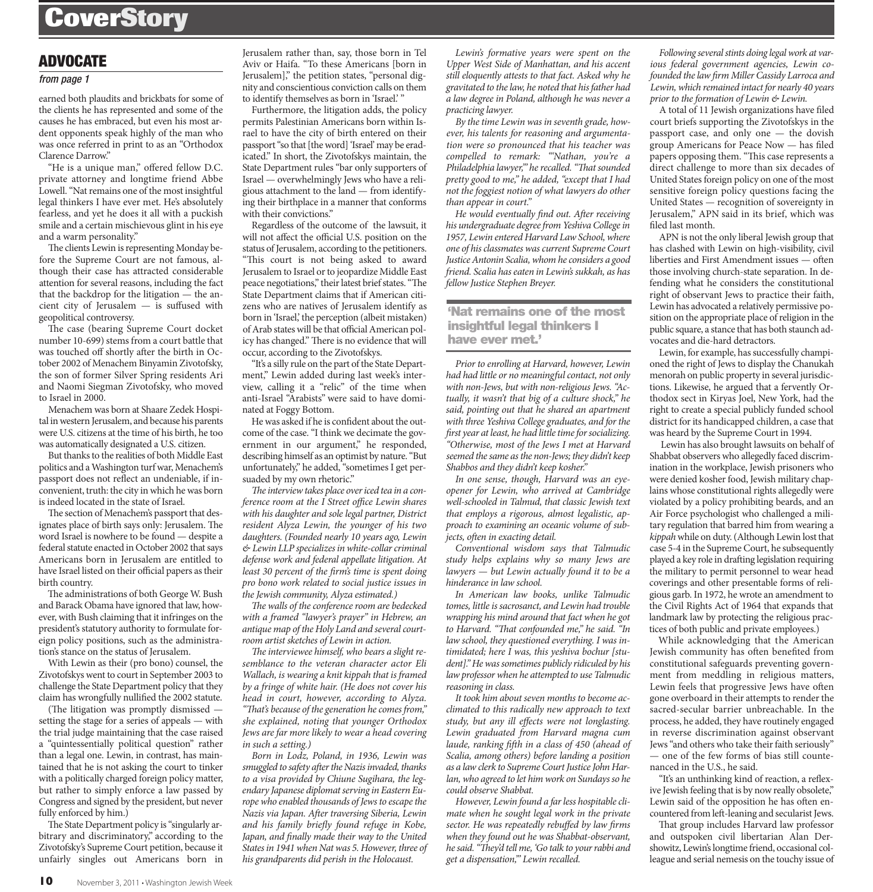## ADVOCATE

*from page 1*

earned both plaudits and brickbats for some of the clients he has represented and some of the causes he has embraced, but even his most ardent opponents speak highly of the man who was once referred in print to as an "Orthodox Clarence Darrow."

"He is a unique man," offered fellow D.C. private attorney and longtime friend Abbe Lowell. "Nat remains one of the most insightful legal thinkers I have ever met. He's absolutely fearless, and yet he does it all with a puckish smile and a certain mischievous glint in his eye and a warm personality."

The clients Lewin is representing Monday before the Supreme Court are not famous, although their case has attracted considerable attention for several reasons, including the fact that the backdrop for the litigation — the ancient city of Jerusalem — is suffused with geopolitical controversy.

The case (bearing Supreme Court docket number 10-699) stems from a court battle that was touched off shortly after the birth in October 2002 of Menachem Binyamin Zivotofsky, the son of former Silver Spring residents Ari and Naomi Siegman Zivotofsky, who moved to Israel in 2000.

Menachem was born at Shaare Zedek Hospital in western Jerusalem, and because his parents were U.S. citizens at the time of his birth, he too was automatically designated a U.S. citizen.

But thanks to the realities of both Middle East politics and a Washington turf war, Menachem's passport does not reflect an undeniable, if inconvenient, truth: the city in which he was born is indeed located in the state of Israel.

The section of Menachem's passport that designates place of birth says only: Jerusalem. The word Israel is nowhere to be found — despite a federal statute enacted in October 2002 that says Americans born in Jerusalem are entitled to have Israel listed on their official papers as their birth country.

The administrations of both George W. Bush and Barack Obama have ignored that law, however, with Bush claiming that it infringes on the president's statutory authority to formulate foreign policy positions, such as the administration's stance on the status of Jerusalem.

With Lewin as their (pro bono) counsel, the Zivotofskys went to court in September 2003 to challenge the State Department policy that they claim has wrongfully nullified the 2002 statute.

(The litigation was promptly dismissed — setting the stage for a series of appeals — with the trial judge maintaining that the case raised a "quintessentially political question" rather than a legal one. Lewin, in contrast, has maintained that he is not asking the court to tinker with a politically charged foreign policy matter, but rather to simply enforce a law passed by Congress and signed by the president, but never fully enforced by him.)

The State Department policy is "singularly arbitrary and discriminatory," according to the Zivotofsky's Supreme Court petition, because it unfairly singles out Americans born in Jerusalem rather than, say, those born in Tel Aviv or Haifa. "To these Americans [born in Jerusalem]," the petition states, "personal dignity and conscientious conviction calls on them to identify themselves as born in 'Israel.' "

Furthermore, the litigation adds, the policy permits Palestinian Americans born within Israel to have the city of birth entered on their passport "so that [the word] 'Israel' may be eradicated." In short, the Zivotofskys maintain, the State Department rules "bar only supporters of Israel — overwhelmingly Jews who have a religious attachment to the land — from identifying their birthplace in a manner that conforms with their convictions."

Regardless of the outcome of the lawsuit, it will not affect the official U.S. position on the status of Jerusalem, according to the petitioners. "This court is not being asked to award Jerusalem to Israel or to jeopardize Middle East peace negotiations," their latest brief states. "The State Department claims that if American citizens who are natives of Jerusalem identify as born in 'Israel,' the perception (albeit mistaken) of Arab states will be that official American policy has changed." There is no evidence that will occur, according to the Zivotofskys.

"It's a silly rule on the part of the State Department," Lewin added during last week's interview, calling it a "relic" of the time when anti-Israel "Arabists" were said to have dominated at Foggy Bottom.

He was asked if he is confident about the outcome of the case. "I think we decimate the government in our argument," he responded, describing himself as an optimist by nature. "But unfortunately," he added, "sometimes I get persuaded by my own rhetoric."

*The interview takes place over iced tea in a conference room at the I Street office Lewin shares with his daughter and sole legal partner, District resident Alyza Lewin, the younger of his two daughters. (Founded nearly 10 years ago, Lewin & Lewin LLP specializes in white-collar criminal defense work and federal appellate litigation. At least 30 percent of the firm's time is spent doing pro bono work related to social justice issues in the Jewish community, Alyza estimated.)*

*The walls of the conference room are bedecked with a framed "lawyer's prayer" in Hebrew, an antique map of the Holy Land and several courtroom artist sketches of Lewin in action.*

*The interviewee himself, who bears a slight resemblance to the veteran character actor Eli Wallach, is wearing a knit kippah that is framed by a fringe of white hair. (He does not cover his head in court, however, according to Alyza. "That's because of the generation he comes from," she explained, noting that younger Orthodox Jews are far more likely to wear a head covering in such a setting.)*

*Born in Lodz, Poland, in 1936, Lewin was smuggled to safety after the Nazis invaded, thanks to a visa provided by Chiune Sugihara, the legendary Japanese diplomat serving in Eastern Europe who enabled thousands of Jews to escape the Nazis via Japan. After traversing Siberia, Lewin and his family briefly found refuge in Kobe, Japan, and finally made their way to the United States in 1941 when Nat was 5. However, three of his grandparents did perish in the Holocaust.*

*Lewin's formative years were spent on the Upper West Side of Manhattan, and his accent still eloquently attests to that fact. Asked why he gravitated to the law, he noted that his father had a law degree in Poland, although he was never a practicing lawyer.*

*By the time Lewin was in seventh grade, however, his talents for reasoning and argumentation were so pronounced that his teacher was compelled to remark: "'Nathan, you're a Philadelphia lawyer,'" he recalled. "That sounded pretty good to me," he added, "except that I had not the foggiest notion of what lawyers do other than appear in court."*

*He would eventually find out. After receiving his undergraduate degree from Yeshiva College in 1957, Lewin entered Harvard Law School, where one of his classmates was current Supreme Court Justice Antonin Scalia, whom he considers a good friend. Scalia has eaten in Lewin's sukkah, as has fellow Justice Stephen Breyer.*

**'Nat remains one of the most insightful legal thinkers I have ever met.'**

*Prior to enrolling at Harvard, however, Lewin had had little or no meaningful contact, not only with non-Jews, but with non-religious Jews. "Actually, it wasn't that big of a culture shock," he said, pointing out that he shared an apartment with three Yeshiva College graduates, and for the first year at least, he had little time for socializing. "Otherwise, most of the Jews I met at Harvard seemed the same as the non-Jews; they didn't keep Shabbos and they didn't keep kosher."*

*In one sense, though, Harvard was an eye-opener for Lewin, who arrived at Cambridge well-schooled in Talmud, that classic Jewish text that employs a rigorous, almost legalistic, approach to examining an oceanic volume of subjects, often in exacting detail.*

*Conventional wisdom says that Talmudic study helps explains why so many Jews are lawyers — but Lewin actually found it to be a hinderance in law school.*

*In American law books, unlike Talmudic tomes, little is sacrosanct, and Lewin had trouble wrapping his mind around that fact when he got to Harvard. "That confounded me," he said. "In law school, they questioned everything. I was intimidated; here I was, this yeshiva bochur [student]." He was sometimes publicly ridiculed by his law professor when he attempted to use Talmudic reasoning in class.*

*It took him about seven months to become acclimated to this radically new approach to text study, but any ill effects were not longlasting. Lewin graduated from Harvard magna cum laude, ranking fifth in a class of 450 (ahead of Scalia, among others) before landing a position as a law clerk to Supreme Court Justice John Harlan, who agreed to let him work on Sundays so he could observe Shabbat.*

*However, Lewin found a far less hospitable climate when he sought legal work in the private sector. He was repeatedly rebuffed by law firms when they found out he was Shabbat-observant, he said. "They'd tell me, 'Go talk to your rabbi and get a dispensation,'" Lewin recalled.*

*Following several stints doing legal work at various federal government agencies, Lewin co-founded the law firm Miller Cassidy Larroca and Lewin, which remained intact for nearly 40 years prior to the formation of Lewin & Lewin.*

A total of 11 Jewish organizations have filed court briefs supporting the Zivotofskys in the passport case, and only one — the dovish group Americans for Peace Now — has filed papers opposing them. "This case represents a direct challenge to more than six decades of United States foreign policy on one of the most sensitive foreign policy questions facing the United States — recognition of sovereignty in Jerusalem," APN said in its brief, which was filed last month.

APN is not the only liberal Jewish group that has clashed with Lewin on high-visibility, civil liberties and First Amendment issues — often those involving church-state separation. In defending what he considers the constitutional right of observant Jews to practice their faith, Lewin has advocated a relatively permissive position on the appropriate place of religion in the public square, a stance that has both staunch advocates and die-hard detractors.

Lewin, for example, has successfully championed the right of Jews to display the Chanukah menorah on public property in several jurisdictions. Likewise, he argued that a fervently Orthodox sect in Kiryas Joel, New York, had the right to create a special publicly funded school district for its handicapped children, a case that was heard by the Supreme Court in 1994.

Lewin has also brought lawsuits on behalf of Shabbat observers who allegedly faced discrimination in the workplace, Jewish prisoners who were denied kosher food, Jewish military chaplains whose constitutional rights allegedly were violated by a policy prohibiting beards, and an Air Force psychologist who challenged a military regulation that barred him from wearing a *kippah* while on duty. (Although Lewin lost that case 5-4 in the Supreme Court, he subsequently played a key role in drafting legislation requiring the military to permit personnel to wear head coverings and other presentable forms of religious garb. In 1972, he wrote an amendment to the Civil Rights Act of 1964 that expands that landmark law by protecting the religious practices of both public and private employees.)

While acknowledging that the American Jewish community has often benefited from constitutional safeguards preventing government from meddling in religious matters, Lewin feels that progressive Jews have often gone overboard in their attempts to render the sacred-secular barrier unbreachable. In the process, he added, they have routinely engaged in reverse discrimination against observant Jews "and others who take their faith seriously" — one of the few forms of bias still countenanced in the U.S., he said.

"It's an unthinking kind of reaction, a reflexive Jewish feeling that is by now really obsolete," Lewin said of the opposition he has often encountered from left-leaning and secularist Jews.

That group includes Harvard law professor and outspoken civil libertarian Alan Dershowitz, Lewin's longtime friend, occasional colleague and serial nemesis on the touchy issue of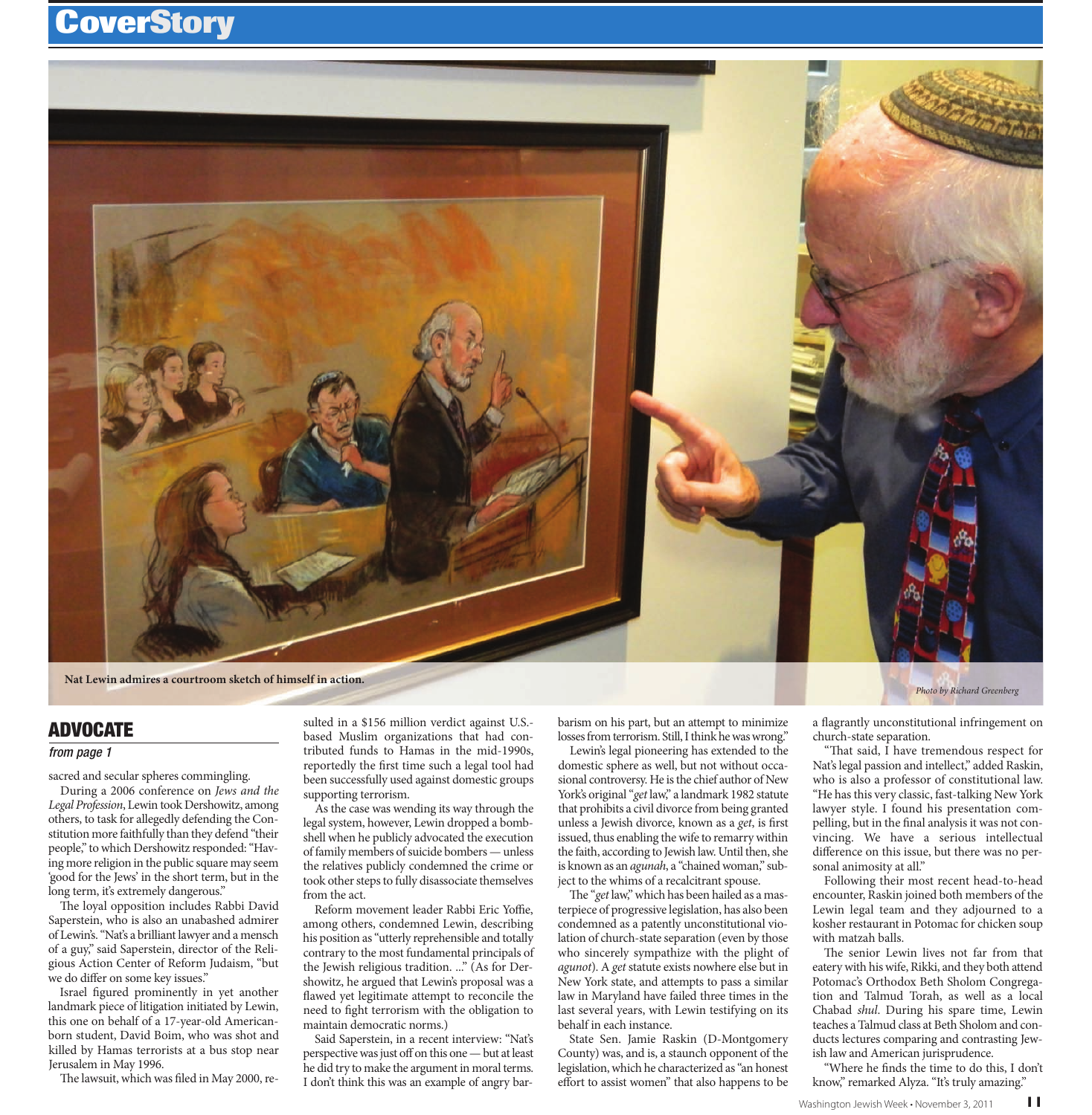Nat Lewin admires a courtroom sketch of himself in action.

*Photo by Richard Greenberg*

## ADVOCATE

*from page 1*

sacred and secular spheres commingling.

During a 2006 conference on *Jews and the Legal Profession*, Lewin took Dershowitz, among others, to task for allegedly defending the Constitution more faithfully than they defend "their people," to which Dershowitz responded: "Having more religion in the public square may seem 'good for the Jews' in the short term, but in the long term, it's extremely dangerous."

The loyal opposition includes Rabbi David Saperstein, who is also an unabashed admirer of Lewin's. "Nat's a brilliant lawyer and a mensch of a guy," said Saperstein, director of the Religious Action Center of Reform Judaism, "but we do differ on some key issues."

Israel figured prominently in yet another landmark piece of litigation initiated by Lewin, this one on behalf of a 17-year-old American-born student, David Boim, who was shot and killed by Hamas terrorists at a bus stop near Jerusalem in May 1996.

The lawsuit, which was filed in May 2000, resulted in a $156 million verdict against U.S.-based Muslim organizations that had contributed funds to Hamas in the mid-1990s, reportedly the first time such a legal tool had been successfully used against domestic groups supporting terrorism.

As the case was wending its way through the legal system, however, Lewin dropped a bombshell when he publicly advocated the execution of family members of suicide bombers — unless the relatives publicly condemned the crime or took other steps to fully disassociate themselves from the act.

Reform movement leader Rabbi Eric Yoffie, among others, condemned Lewin, describing his position as "utterly reprehensible and totally contrary to the most fundamental principals of the Jewish religious tradition. ..." (As for Dershowitz, he argued that Lewin's proposal was a flawed yet legitimate attempt to reconcile the need to fight terrorism with the obligation to maintain democratic norms.)

Said Saperstein, in a recent interview: "Nat's perspective was just off on this one — but at least he did try to make the argument in moral terms. I don't think this was an example of angry barbarism on his part, but an attempt to minimize losses from terrorism. Still, I think he was wrong."

Lewin's legal pioneering has extended to the domestic sphere as well, but not without occasional controversy. He is the chief author of New York's original "*get* law," a landmark 1982 statute that prohibits a civil divorce from being granted unless a Jewish divorce, known as a *get*, is first issued, thus enabling the wife to remarry within the faith, according to Jewish law. Until then, she is known as an *agunah*, a "chained woman," subject to the whims of a recalcitrant spouse.

The "*get* law," which has been hailed as a masterpiece of progressive legislation, has also been condemned as a patently unconstitutional violation of church-state separation (even by those who sincerely sympathize with the plight of *agunot*). A *get* statute exists nowhere else but in New York state, and attempts to pass a similar law in Maryland have failed three times in the last several years, with Lewin testifying on its behalf in each instance.

State Sen. Jamie Raskin (D-Montgomery County) was, and is, a staunch opponent of the legislation, which he characterized as "an honest effort to assist women" that also happens to be a flagrantly unconstitutional infringement on church-state separation.

"That said, I have tremendous respect for Nat's legal passion and intellect," added Raskin, who is also a professor of constitutional law. "He has this very classic, fast-talking New York lawyer style. I found his presentation compelling, but in the final analysis it was not convincing. We have a serious intellectual difference on this issue, but there was no personal animosity at all."

Following their most recent head-to-head encounter, Raskin joined both members of the Lewin legal team and they adjourned to a kosher restaurant in Potomac for chicken soup with matzah balls.

The senior Lewin lives not far from that eatery with his wife, Rikki, and they both attend Potomac's Orthodox Beth Sholom Congregation and Talmud Torah, as well as a local Chabad *shul*. During his spare time, Lewin teaches a Talmud class at Beth Sholom and conducts lectures comparing and contrasting Jewish law and American jurisprudence.

"Where he finds the time to do this, I don't know," remarked Alyza. "It's truly amazing."